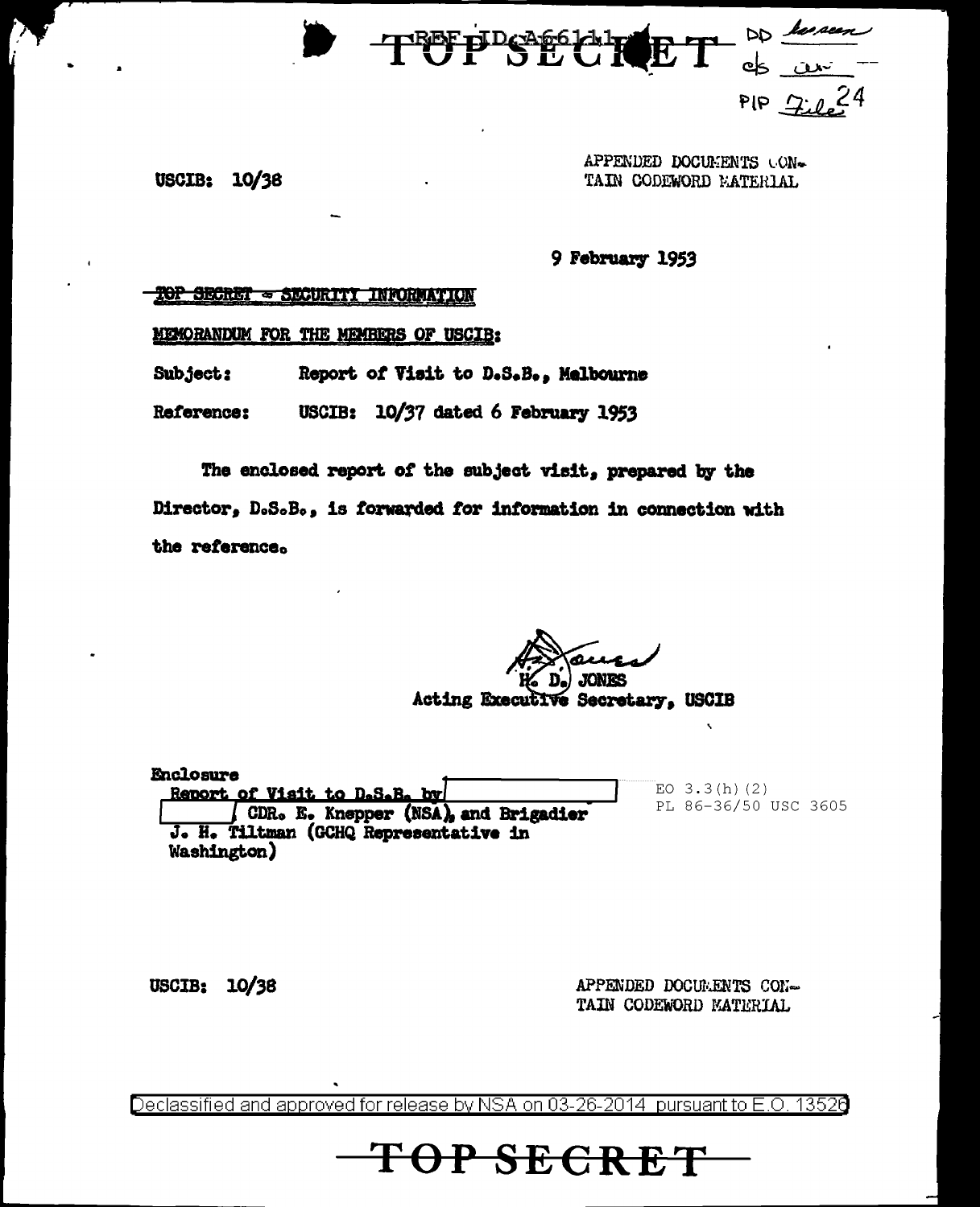REF ID:A66111

TOP SECRET

DD ~~.....~~
cls ......
PIP File 24

USCIB: 10/38

APPENDED DOCUMENTS CONTAIN CODEWORD MATERIAL

9 February 1953

~~TOP SECRET - SECURITY INFORMATION~~

MEMORANDUM FOR THE MEMBERS OF USCIB:

Subject: Report of Visit to D.S.B., Melbourne

Reference: USCIB: 10/37 dated 6 February 1953

The enclosed report of the subject visit, prepared by the Director, D.S.B., is forwarded for information in connection with the reference.

H. D. JONES
Acting Executive Secretary, USCIB

Enclosure
Report of Visit to D.S.B. by [redacted] [redacted], CDR. E. Knepper (NSA), and Brigadier J. H. Tiltman (GCHQ Representative in Washington)

EO 3.3(h)(2)
PL 86-36/50 USC 3605

USCIB: 10/38

APPENDED DOCUMENTS CONTAIN CODEWORD MATERIAL

Declassified and approved for release by NSA on 03-26-2014 pursuant to E.O. 13526

TOP SECRET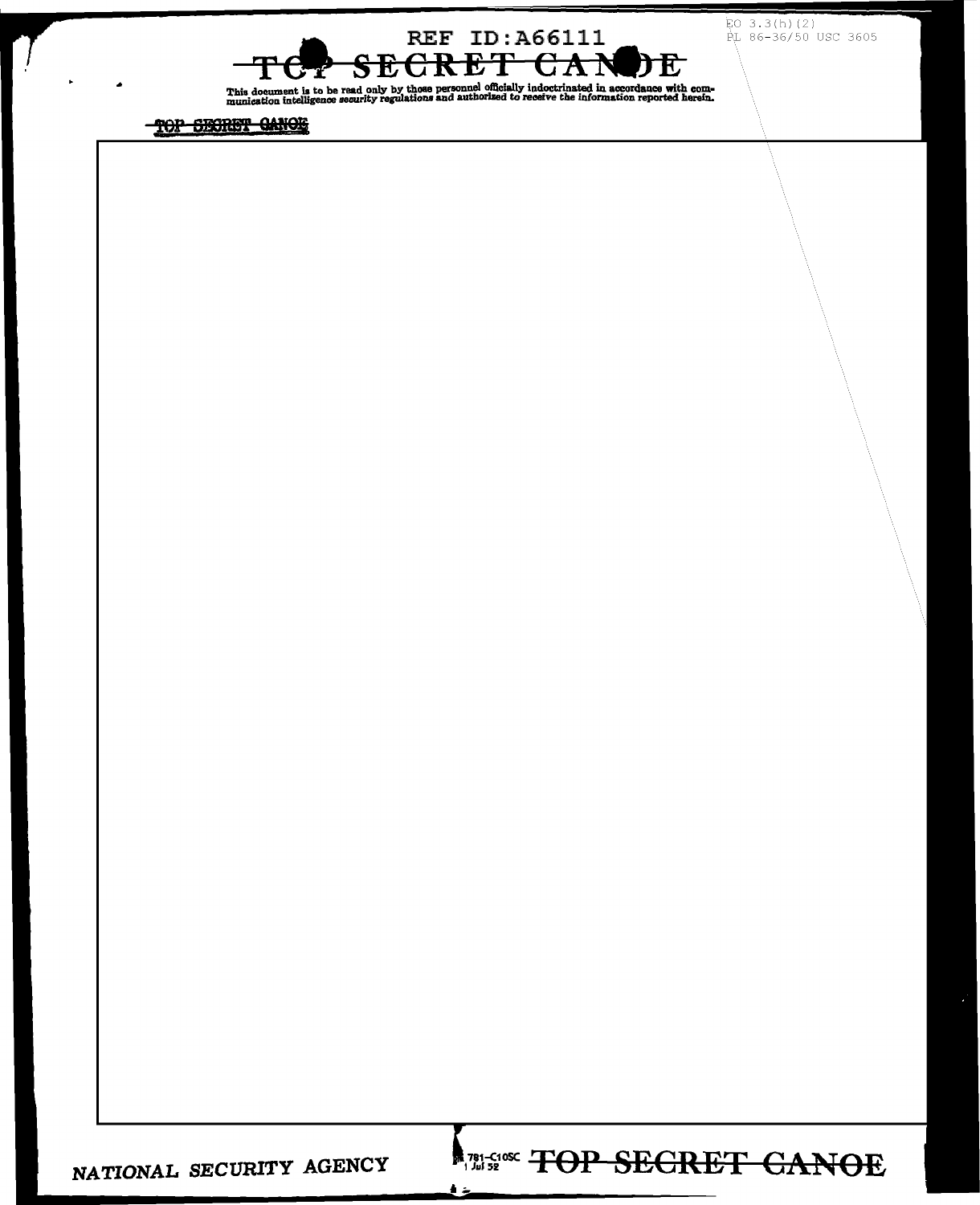TOP SECRET CANOE

This document is to be read only by those personnel officially indoctrinated in accordance with communication intelligence security regulations and authorized to receive the information reported herein.

EO 3.3(h)(2)
PL 86-36/50 USC 3605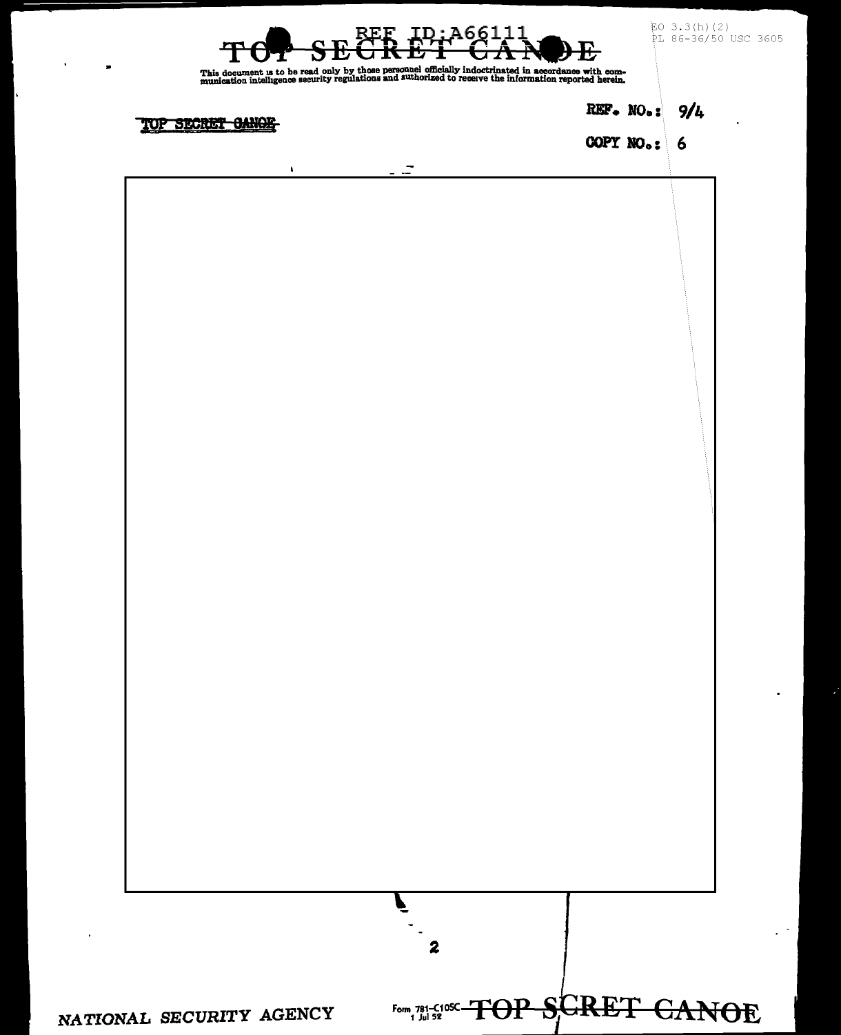This document is to be read only by those personnel officially indoctrinated in accordance with communication intelligence security regulations and authorized to receive the information reported herein.

TOP SECRET CANOE

REF. NO.: 9/4

COPY NO.: 6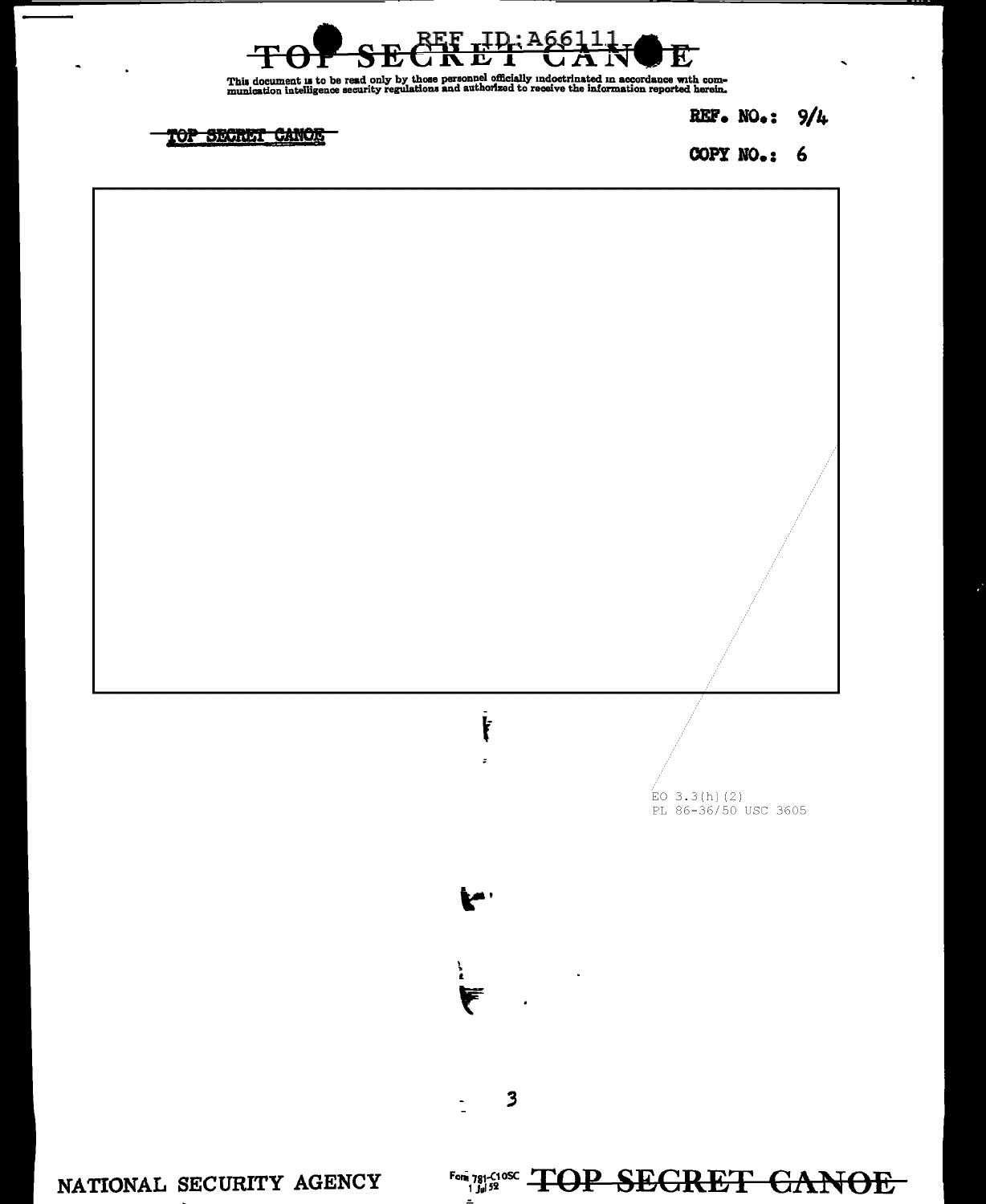TOP SECRET CANOE

This document is to be read only by those personnel officially indoctrinated in accordance with communication intelligence security regulations and authorized to receive the information reported herein.

TOP SECRET CANOE

REF. NO.: 9/4

COPY NO.: 6

EO 3.3(h)(2)
PL 86-36/50 USC 3605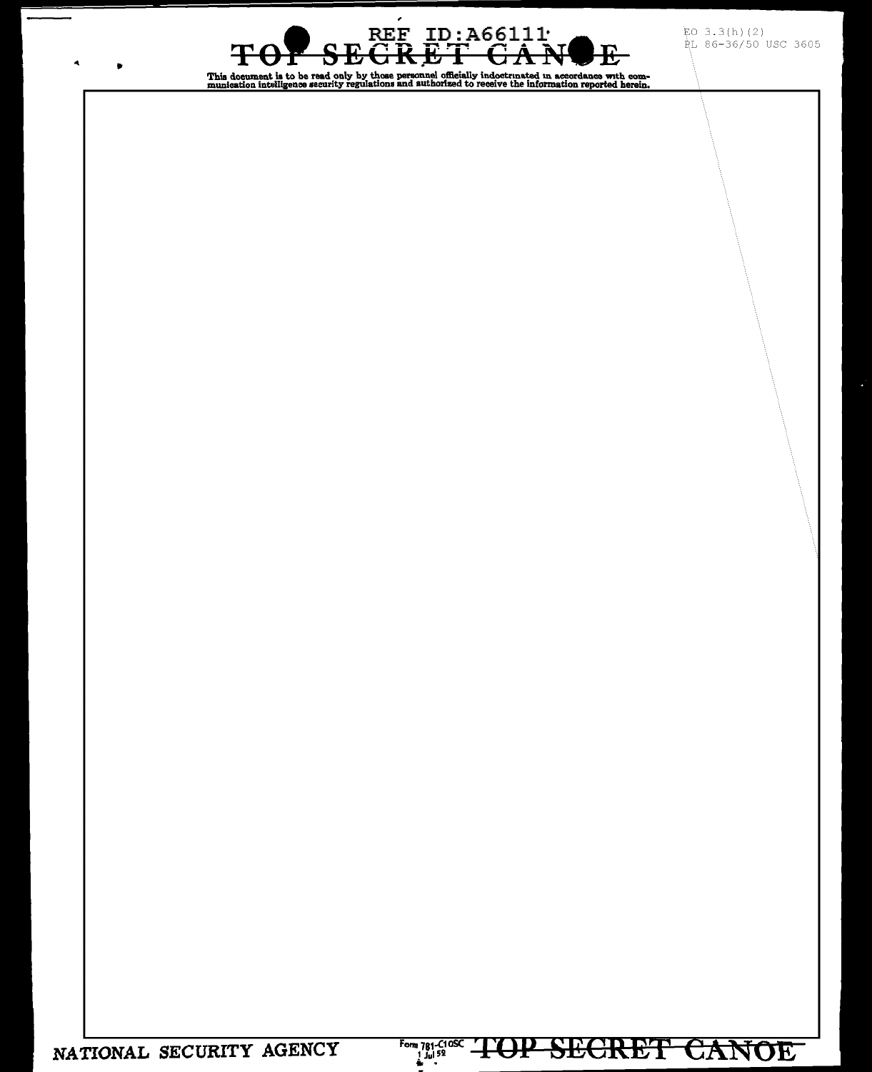EO 3.3(h)(2)
PL 86-36/50 USC 3605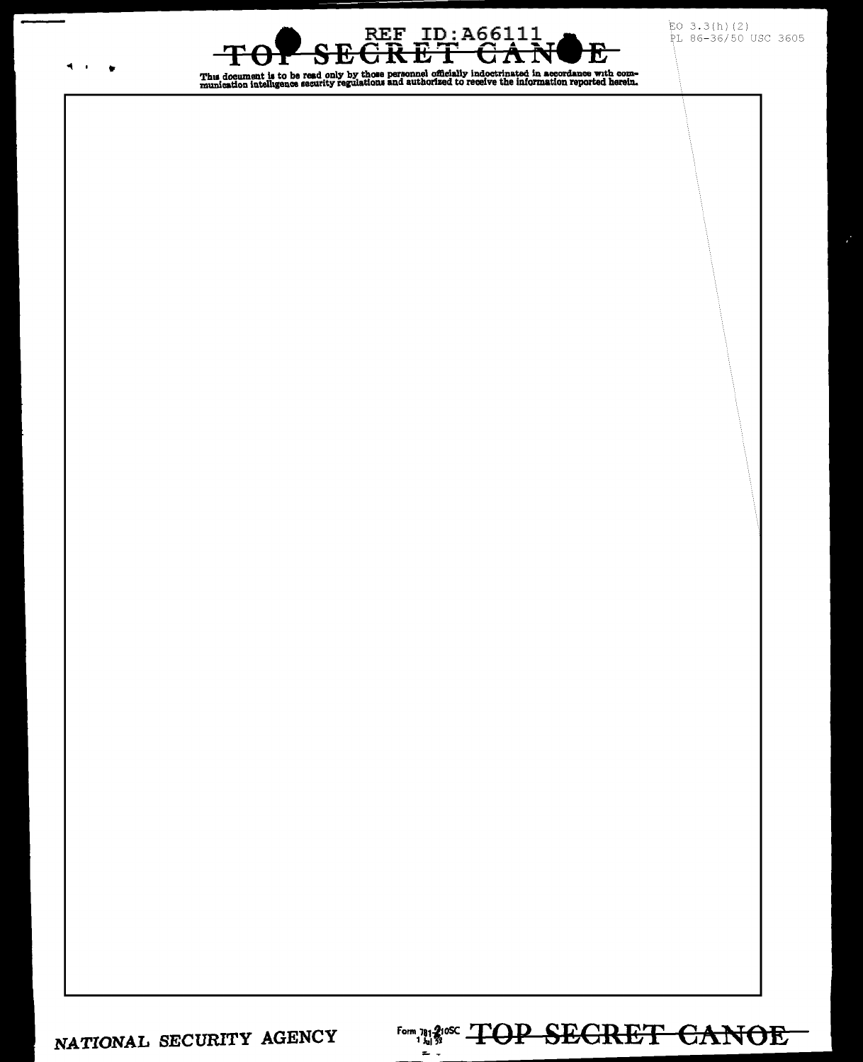EO 3.3(h)(2)
PL 86-36/50 USC 3605

REF ID:A66111

TOP SECRET CANOE

This document is to be read only by those personnel officially indoctrinated in accordance with communication intelligence security regulations and authorized to receive the information reported herein.

NATIONAL SECURITY AGENCY

Form 781-C10SC 1 Jul 53

TOP SECRET CANOE